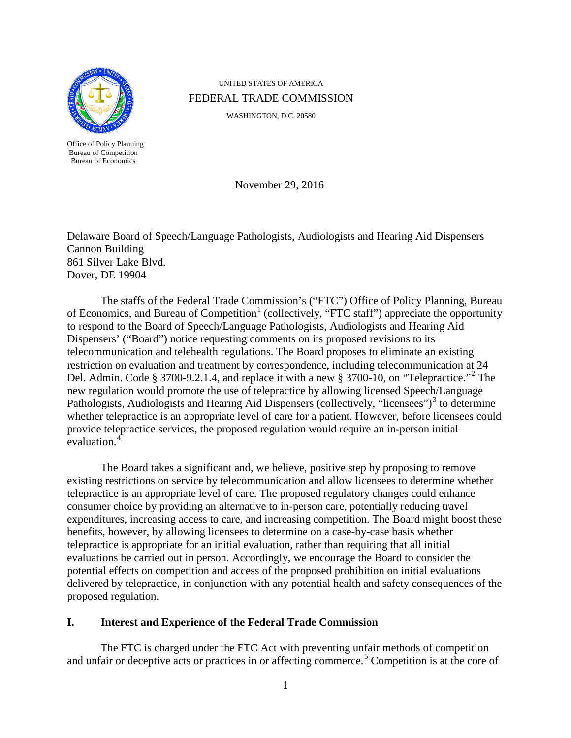UNITED STATES OF AMERICA

FEDERAL TRADE COMMISSION

WASHINGTON, D.C. 20580

Office of Policy Planning
Bureau of Competition
Bureau of Economics

November 29, 2016

Delaware Board of Speech/Language Pathologists, Audiologists and Hearing Aid Dispensers
Cannon Building
861 Silver Lake Blvd.
Dover, DE 19904

The staffs of the Federal Trade Commission's ("FTC") Office of Policy Planning, Bureau of Economics, and Bureau of Competition[1] (collectively, "FTC staff") appreciate the opportunity to respond to the Board of Speech/Language Pathologists, Audiologists and Hearing Aid Dispensers' ("Board") notice requesting comments on its proposed revisions to its telecommunication and telehealth regulations. The Board proposes to eliminate an existing restriction on evaluation and treatment by correspondence, including telecommunication at 24 Del. Admin. Code § 3700-9.2.1.4, and replace it with a new § 3700-10, on "Telepractice."[2] The new regulation would promote the use of telepractice by allowing licensed Speech/Language Pathologists, Audiologists and Hearing Aid Dispensers (collectively, "licensees")[3] to determine whether telepractice is an appropriate level of care for a patient. However, before licensees could provide telepractice services, the proposed regulation would require an in-person initial evaluation.[4]

The Board takes a significant and, we believe, positive step by proposing to remove existing restrictions on service by telecommunication and allow licensees to determine whether telepractice is an appropriate level of care. The proposed regulatory changes could enhance consumer choice by providing an alternative to in-person care, potentially reducing travel expenditures, increasing access to care, and increasing competition. The Board might boost these benefits, however, by allowing licensees to determine on a case-by-case basis whether telepractice is appropriate for an initial evaluation, rather than requiring that all initial evaluations be carried out in person. Accordingly, we encourage the Board to consider the potential effects on competition and access of the proposed prohibition on initial evaluations delivered by telepractice, in conjunction with any potential health and safety consequences of the proposed regulation.

## I. Interest and Experience of the Federal Trade Commission

The FTC is charged under the FTC Act with preventing unfair methods of competition and unfair or deceptive acts or practices in or affecting commerce.[5] Competition is at the core of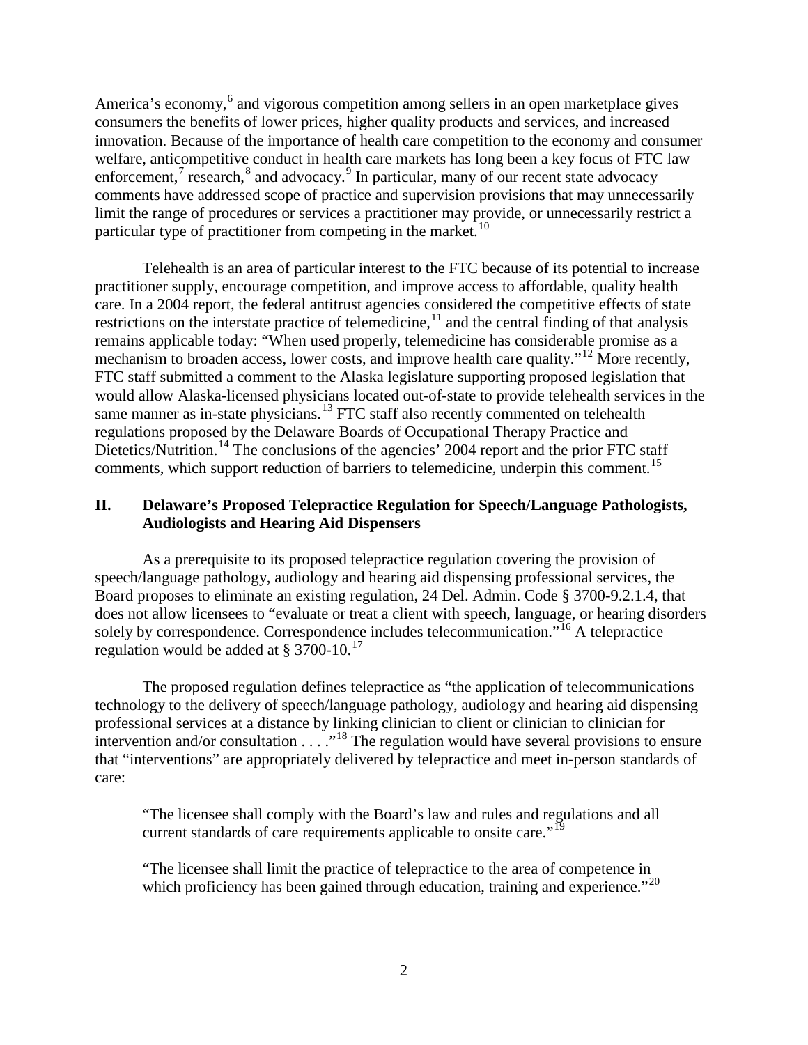America's economy,[6] and vigorous competition among sellers in an open marketplace gives consumers the benefits of lower prices, higher quality products and services, and increased innovation. Because of the importance of health care competition to the economy and consumer welfare, anticompetitive conduct in health care markets has long been a key focus of FTC law enforcement,[7] research,[8] and advocacy.[9] In particular, many of our recent state advocacy comments have addressed scope of practice and supervision provisions that may unnecessarily limit the range of procedures or services a practitioner may provide, or unnecessarily restrict a particular type of practitioner from competing in the market.[10]

Telehealth is an area of particular interest to the FTC because of its potential to increase practitioner supply, encourage competition, and improve access to affordable, quality health care. In a 2004 report, the federal antitrust agencies considered the competitive effects of state restrictions on the interstate practice of telemedicine,[11] and the central finding of that analysis remains applicable today: "When used properly, telemedicine has considerable promise as a mechanism to broaden access, lower costs, and improve health care quality."[12] More recently, FTC staff submitted a comment to the Alaska legislature supporting proposed legislation that would allow Alaska-licensed physicians located out-of-state to provide telehealth services in the same manner as in-state physicians.[13] FTC staff also recently commented on telehealth regulations proposed by the Delaware Boards of Occupational Therapy Practice and Dietetics/Nutrition.[14] The conclusions of the agencies' 2004 report and the prior FTC staff comments, which support reduction of barriers to telemedicine, underpin this comment.[15]

## II. Delaware's Proposed Telepractice Regulation for Speech/Language Pathologists, Audiologists and Hearing Aid Dispensers

As a prerequisite to its proposed telepractice regulation covering the provision of speech/language pathology, audiology and hearing aid dispensing professional services, the Board proposes to eliminate an existing regulation, 24 Del. Admin. Code § 3700-9.2.1.4, that does not allow licensees to "evaluate or treat a client with speech, language, or hearing disorders solely by correspondence. Correspondence includes telecommunication."[16] A telepractice regulation would be added at § 3700-10.[17]

The proposed regulation defines telepractice as "the application of telecommunications technology to the delivery of speech/language pathology, audiology and hearing aid dispensing professional services at a distance by linking clinician to client or clinician to clinician for intervention and/or consultation . . . ."[18] The regulation would have several provisions to ensure that "interventions" are appropriately delivered by telepractice and meet in-person standards of care:

> "The licensee shall comply with the Board's law and rules and regulations and all current standards of care requirements applicable to onsite care."[19]

> "The licensee shall limit the practice of telepractice to the area of competence in which proficiency has been gained through education, training and experience."[20]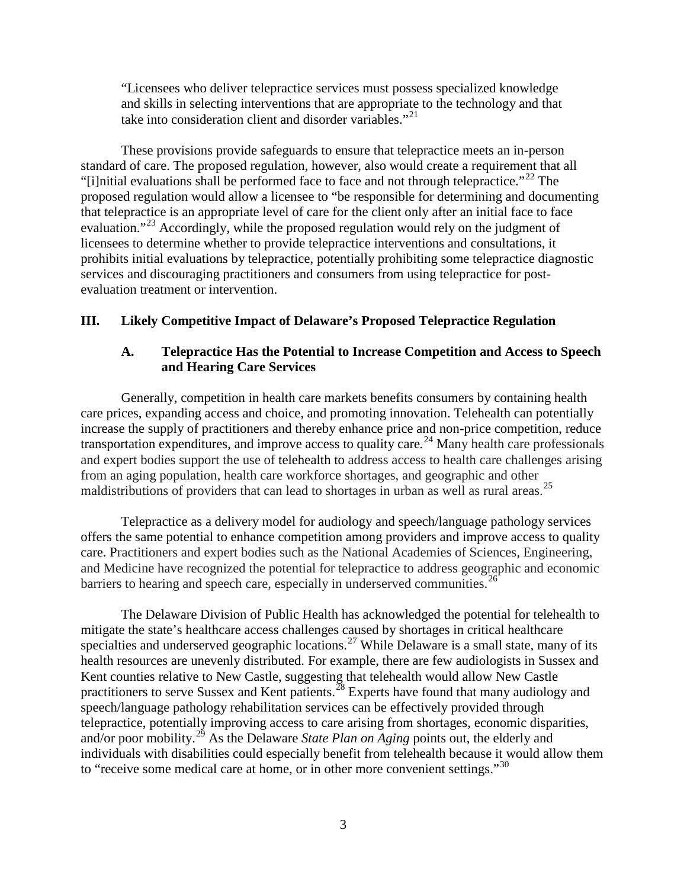> "Licensees who deliver telepractice services must possess specialized knowledge and skills in selecting interventions that are appropriate to the technology and that take into consideration client and disorder variables."[21]

These provisions provide safeguards to ensure that telepractice meets an in-person standard of care. The proposed regulation, however, also would create a requirement that all "[i]nitial evaluations shall be performed face to face and not through telepractice."[22] The proposed regulation would allow a licensee to "be responsible for determining and documenting that telepractice is an appropriate level of care for the client only after an initial face to face evaluation."[23] Accordingly, while the proposed regulation would rely on the judgment of licensees to determine whether to provide telepractice interventions and consultations, it prohibits initial evaluations by telepractice, potentially prohibiting some telepractice diagnostic services and discouraging practitioners and consumers from using telepractice for post-evaluation treatment or intervention.

## III. Likely Competitive Impact of Delaware's Proposed Telepractice Regulation

### A. Telepractice Has the Potential to Increase Competition and Access to Speech and Hearing Care Services

Generally, competition in health care markets benefits consumers by containing health care prices, expanding access and choice, and promoting innovation. Telehealth can potentially increase the supply of practitioners and thereby enhance price and non-price competition, reduce transportation expenditures, and improve access to quality care.[24] Many health care professionals and expert bodies support the use of telehealth to address access to health care challenges arising from an aging population, health care workforce shortages, and geographic and other maldistributions of providers that can lead to shortages in urban as well as rural areas.[25]

Telepractice as a delivery model for audiology and speech/language pathology services offers the same potential to enhance competition among providers and improve access to quality care. Practitioners and expert bodies such as the National Academies of Sciences, Engineering, and Medicine have recognized the potential for telepractice to address geographic and economic barriers to hearing and speech care, especially in underserved communities.[26]

The Delaware Division of Public Health has acknowledged the potential for telehealth to mitigate the state's healthcare access challenges caused by shortages in critical healthcare specialties and underserved geographic locations.[27] While Delaware is a small state, many of its health resources are unevenly distributed. For example, there are few audiologists in Sussex and Kent counties relative to New Castle, suggesting that telehealth would allow New Castle practitioners to serve Sussex and Kent patients.[28] Experts have found that many audiology and speech/language pathology rehabilitation services can be effectively provided through telepractice, potentially improving access to care arising from shortages, economic disparities, and/or poor mobility.[29] As the Delaware *State Plan on Aging* points out, the elderly and individuals with disabilities could especially benefit from telehealth because it would allow them to "receive some medical care at home, or in other more convenient settings."[30]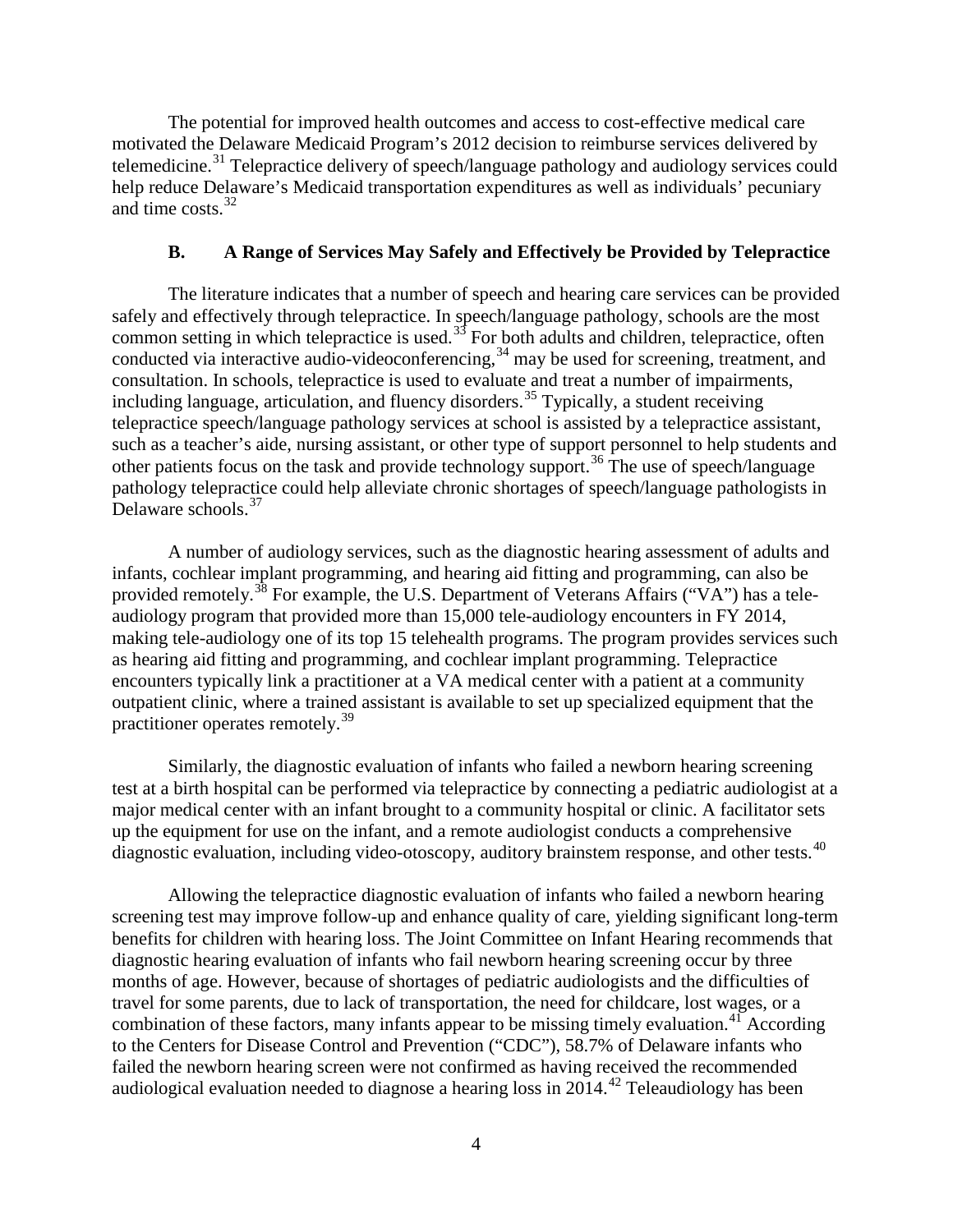The potential for improved health outcomes and access to cost-effective medical care motivated the Delaware Medicaid Program's 2012 decision to reimburse services delivered by telemedicine.[31] Telepractice delivery of speech/language pathology and audiology services could help reduce Delaware's Medicaid transportation expenditures as well as individuals' pecuniary and time costs.[32]

### B. A Range of Services May Safely and Effectively be Provided by Telepractice

The literature indicates that a number of speech and hearing care services can be provided safely and effectively through telepractice. In speech/language pathology, schools are the most common setting in which telepractice is used.[33] For both adults and children, telepractice, often conducted via interactive audio-videoconferencing,[34] may be used for screening, treatment, and consultation. In schools, telepractice is used to evaluate and treat a number of impairments, including language, articulation, and fluency disorders.[35] Typically, a student receiving telepractice speech/language pathology services at school is assisted by a telepractice assistant, such as a teacher's aide, nursing assistant, or other type of support personnel to help students and other patients focus on the task and provide technology support.[36] The use of speech/language pathology telepractice could help alleviate chronic shortages of speech/language pathologists in Delaware schools.[37]

A number of audiology services, such as the diagnostic hearing assessment of adults and infants, cochlear implant programming, and hearing aid fitting and programming, can also be provided remotely.[38] For example, the U.S. Department of Veterans Affairs ("VA") has a tele-audiology program that provided more than 15,000 tele-audiology encounters in FY 2014, making tele-audiology one of its top 15 telehealth programs. The program provides services such as hearing aid fitting and programming, and cochlear implant programming. Telepractice encounters typically link a practitioner at a VA medical center with a patient at a community outpatient clinic, where a trained assistant is available to set up specialized equipment that the practitioner operates remotely.[39]

Similarly, the diagnostic evaluation of infants who failed a newborn hearing screening test at a birth hospital can be performed via telepractice by connecting a pediatric audiologist at a major medical center with an infant brought to a community hospital or clinic. A facilitator sets up the equipment for use on the infant, and a remote audiologist conducts a comprehensive diagnostic evaluation, including video-otoscopy, auditory brainstem response, and other tests.[40]

Allowing the telepractice diagnostic evaluation of infants who failed a newborn hearing screening test may improve follow-up and enhance quality of care, yielding significant long-term benefits for children with hearing loss. The Joint Committee on Infant Hearing recommends that diagnostic hearing evaluation of infants who fail newborn hearing screening occur by three months of age. However, because of shortages of pediatric audiologists and the difficulties of travel for some parents, due to lack of transportation, the need for childcare, lost wages, or a combination of these factors, many infants appear to be missing timely evaluation.[41] According to the Centers for Disease Control and Prevention ("CDC"), 58.7% of Delaware infants who failed the newborn hearing screen were not confirmed as having received the recommended audiological evaluation needed to diagnose a hearing loss in 2014.[42] Teleaudiology has been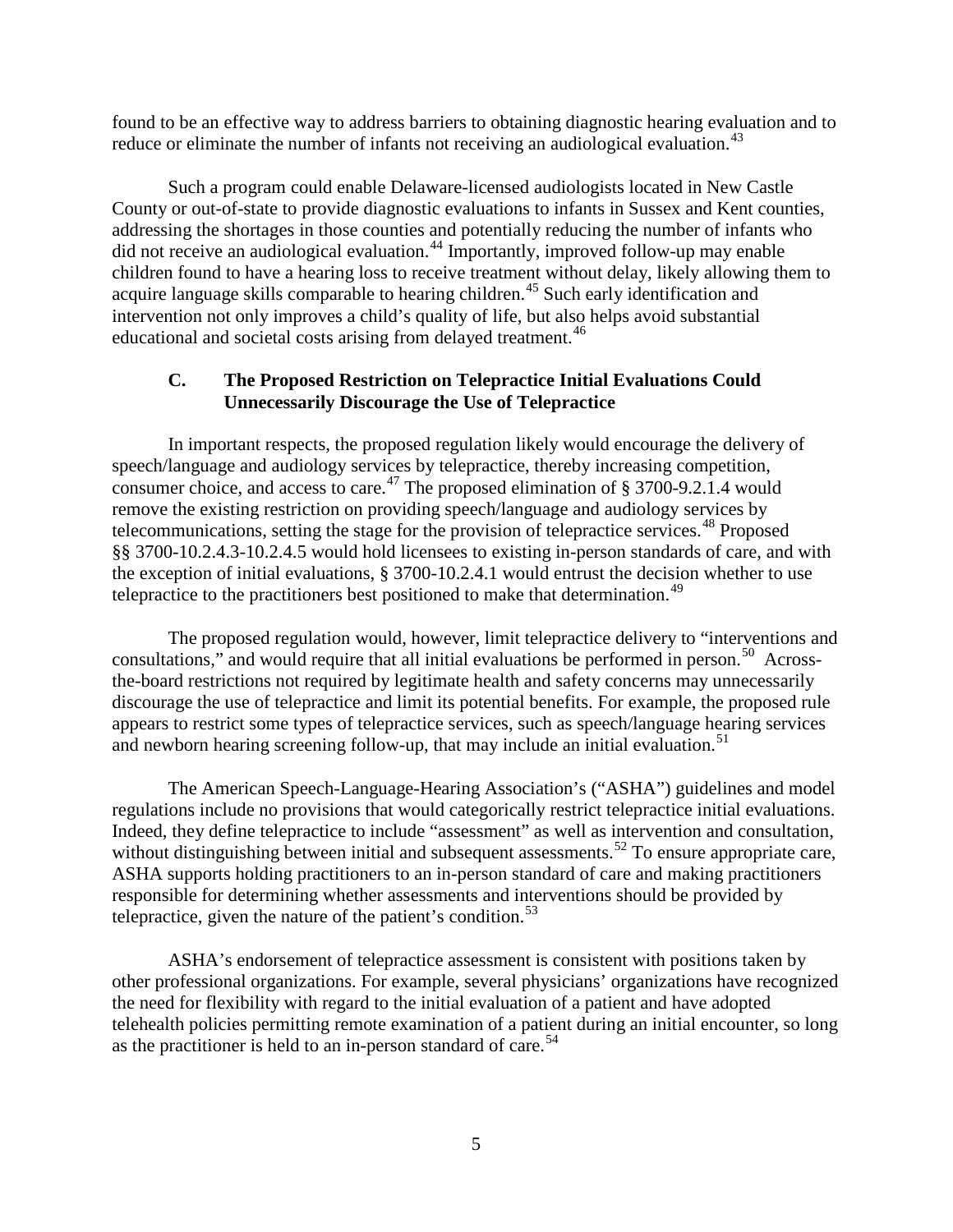found to be an effective way to address barriers to obtaining diagnostic hearing evaluation and to reduce or eliminate the number of infants not receiving an audiological evaluation.[43]

Such a program could enable Delaware-licensed audiologists located in New Castle County or out-of-state to provide diagnostic evaluations to infants in Sussex and Kent counties, addressing the shortages in those counties and potentially reducing the number of infants who did not receive an audiological evaluation.[44] Importantly, improved follow-up may enable children found to have a hearing loss to receive treatment without delay, likely allowing them to acquire language skills comparable to hearing children.[45] Such early identification and intervention not only improves a child's quality of life, but also helps avoid substantial educational and societal costs arising from delayed treatment.[46]

### C. The Proposed Restriction on Telepractice Initial Evaluations Could Unnecessarily Discourage the Use of Telepractice

In important respects, the proposed regulation likely would encourage the delivery of speech/language and audiology services by telepractice, thereby increasing competition, consumer choice, and access to care.[47] The proposed elimination of § 3700-9.2.1.4 would remove the existing restriction on providing speech/language and audiology services by telecommunications, setting the stage for the provision of telepractice services.[48] Proposed §§ 3700-10.2.4.3-10.2.4.5 would hold licensees to existing in-person standards of care, and with the exception of initial evaluations, § 3700-10.2.4.1 would entrust the decision whether to use telepractice to the practitioners best positioned to make that determination.[49]

The proposed regulation would, however, limit telepractice delivery to "interventions and consultations," and would require that all initial evaluations be performed in person.[50] Across-the-board restrictions not required by legitimate health and safety concerns may unnecessarily discourage the use of telepractice and limit its potential benefits. For example, the proposed rule appears to restrict some types of telepractice services, such as speech/language hearing services and newborn hearing screening follow-up, that may include an initial evaluation.[51]

The American Speech-Language-Hearing Association's ("ASHA") guidelines and model regulations include no provisions that would categorically restrict telepractice initial evaluations. Indeed, they define telepractice to include "assessment" as well as intervention and consultation, without distinguishing between initial and subsequent assessments.[52] To ensure appropriate care, ASHA supports holding practitioners to an in-person standard of care and making practitioners responsible for determining whether assessments and interventions should be provided by telepractice, given the nature of the patient's condition.[53]

ASHA's endorsement of telepractice assessment is consistent with positions taken by other professional organizations. For example, several physicians' organizations have recognized the need for flexibility with regard to the initial evaluation of a patient and have adopted telehealth policies permitting remote examination of a patient during an initial encounter, so long as the practitioner is held to an in-person standard of care.[54]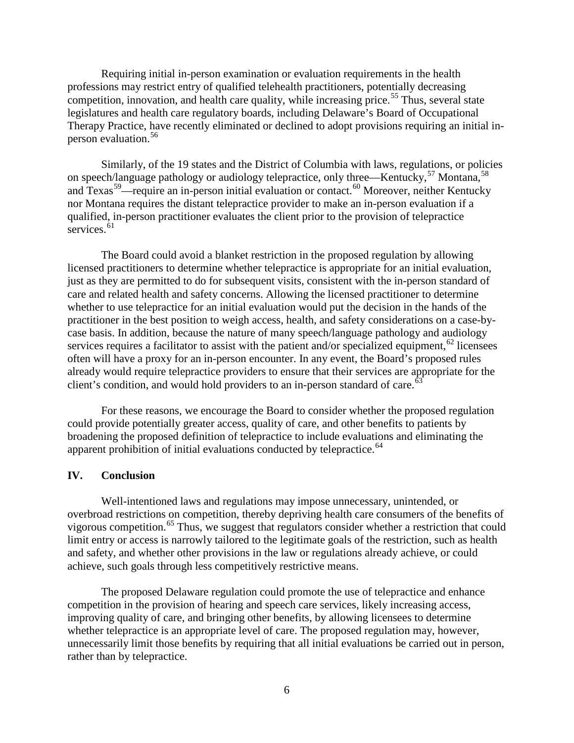Requiring initial in-person examination or evaluation requirements in the health professions may restrict entry of qualified telehealth practitioners, potentially decreasing competition, innovation, and health care quality, while increasing price.[55] Thus, several state legislatures and health care regulatory boards, including Delaware's Board of Occupational Therapy Practice, have recently eliminated or declined to adopt provisions requiring an initial in-person evaluation.[56]

Similarly, of the 19 states and the District of Columbia with laws, regulations, or policies on speech/language pathology or audiology telepractice, only three—Kentucky,[57] Montana,[58] and Texas[59]—require an in-person initial evaluation or contact.[60] Moreover, neither Kentucky nor Montana requires the distant telepractice provider to make an in-person evaluation if a qualified, in-person practitioner evaluates the client prior to the provision of telepractice services.[61]

The Board could avoid a blanket restriction in the proposed regulation by allowing licensed practitioners to determine whether telepractice is appropriate for an initial evaluation, just as they are permitted to do for subsequent visits, consistent with the in-person standard of care and related health and safety concerns. Allowing the licensed practitioner to determine whether to use telepractice for an initial evaluation would put the decision in the hands of the practitioner in the best position to weigh access, health, and safety considerations on a case-by-case basis. In addition, because the nature of many speech/language pathology and audiology services requires a facilitator to assist with the patient and/or specialized equipment,[62] licensees often will have a proxy for an in-person encounter. In any event, the Board's proposed rules already would require telepractice providers to ensure that their services are appropriate for the client's condition, and would hold providers to an in-person standard of care.[63]

For these reasons, we encourage the Board to consider whether the proposed regulation could provide potentially greater access, quality of care, and other benefits to patients by broadening the proposed definition of telepractice to include evaluations and eliminating the apparent prohibition of initial evaluations conducted by telepractice.[64]

## IV. Conclusion

Well-intentioned laws and regulations may impose unnecessary, unintended, or overbroad restrictions on competition, thereby depriving health care consumers of the benefits of vigorous competition.[65] Thus, we suggest that regulators consider whether a restriction that could limit entry or access is narrowly tailored to the legitimate goals of the restriction, such as health and safety, and whether other provisions in the law or regulations already achieve, or could achieve, such goals through less competitively restrictive means.

The proposed Delaware regulation could promote the use of telepractice and enhance competition in the provision of hearing and speech care services, likely increasing access, improving quality of care, and bringing other benefits, by allowing licensees to determine whether telepractice is an appropriate level of care. The proposed regulation may, however, unnecessarily limit those benefits by requiring that all initial evaluations be carried out in person, rather than by telepractice.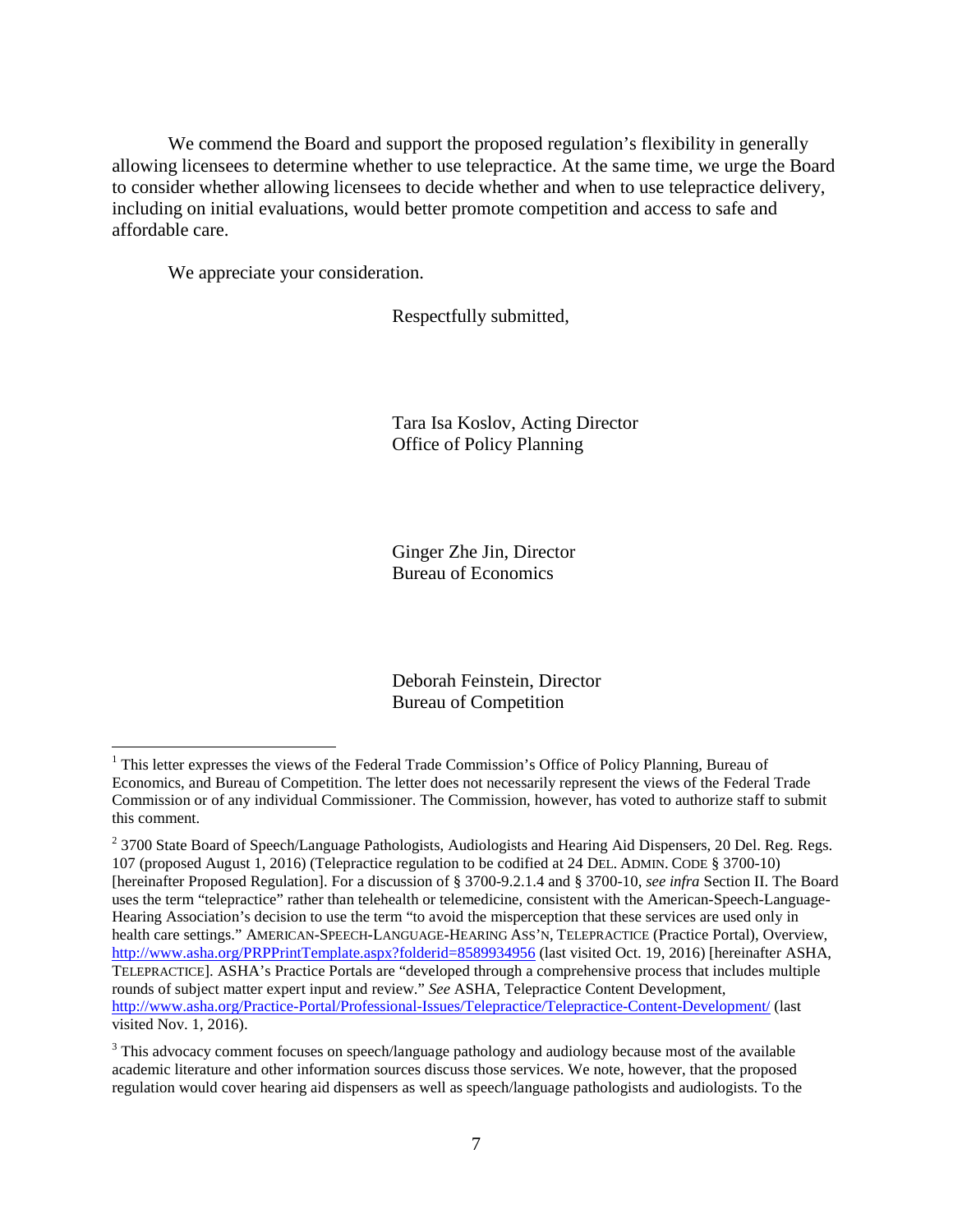We commend the Board and support the proposed regulation's flexibility in generally allowing licensees to determine whether to use telepractice. At the same time, we urge the Board to consider whether allowing licensees to decide whether and when to use telepractice delivery, including on initial evaluations, would better promote competition and access to safe and affordable care.

We appreciate your consideration.

Respectfully submitted,

Tara Isa Koslov, Acting Director
Office of Policy Planning

Ginger Zhe Jin, Director
Bureau of Economics

Deborah Feinstein, Director
Bureau of Competition

---

[1] This letter expresses the views of the Federal Trade Commission's Office of Policy Planning, Bureau of Economics, and Bureau of Competition. The letter does not necessarily represent the views of the Federal Trade Commission or of any individual Commissioner. The Commission, however, has voted to authorize staff to submit this comment.

[2] 3700 State Board of Speech/Language Pathologists, Audiologists and Hearing Aid Dispensers, 20 Del. Reg. Regs. 107 (proposed August 1, 2016) (Telepractice regulation to be codified at 24 DEL. ADMIN. CODE § 3700-10) [hereinafter Proposed Regulation]. For a discussion of § 3700-9.2.1.4 and § 3700-10, *see infra* Section II. The Board uses the term "telepractice" rather than telehealth or telemedicine, consistent with the American-Speech-Language-Hearing Association's decision to use the term "to avoid the misperception that these services are used only in health care settings." AMERICAN-SPEECH-LANGUAGE-HEARING ASS'N, TELEPRACTICE (Practice Portal), Overview, http://www.asha.org/PRPPrintTemplate.aspx?folderid=8589934956 (last visited Oct. 19, 2016) [hereinafter ASHA, TELEPRACTICE]. ASHA's Practice Portals are "developed through a comprehensive process that includes multiple rounds of subject matter expert input and review." *See* ASHA, Telepractice Content Development, http://www.asha.org/Practice-Portal/Professional-Issues/Telepractice/Telepractice-Content-Development/ (last visited Nov. 1, 2016).

[3] This advocacy comment focuses on speech/language pathology and audiology because most of the available academic literature and other information sources discuss those services. We note, however, that the proposed regulation would cover hearing aid dispensers as well as speech/language pathologists and audiologists. To the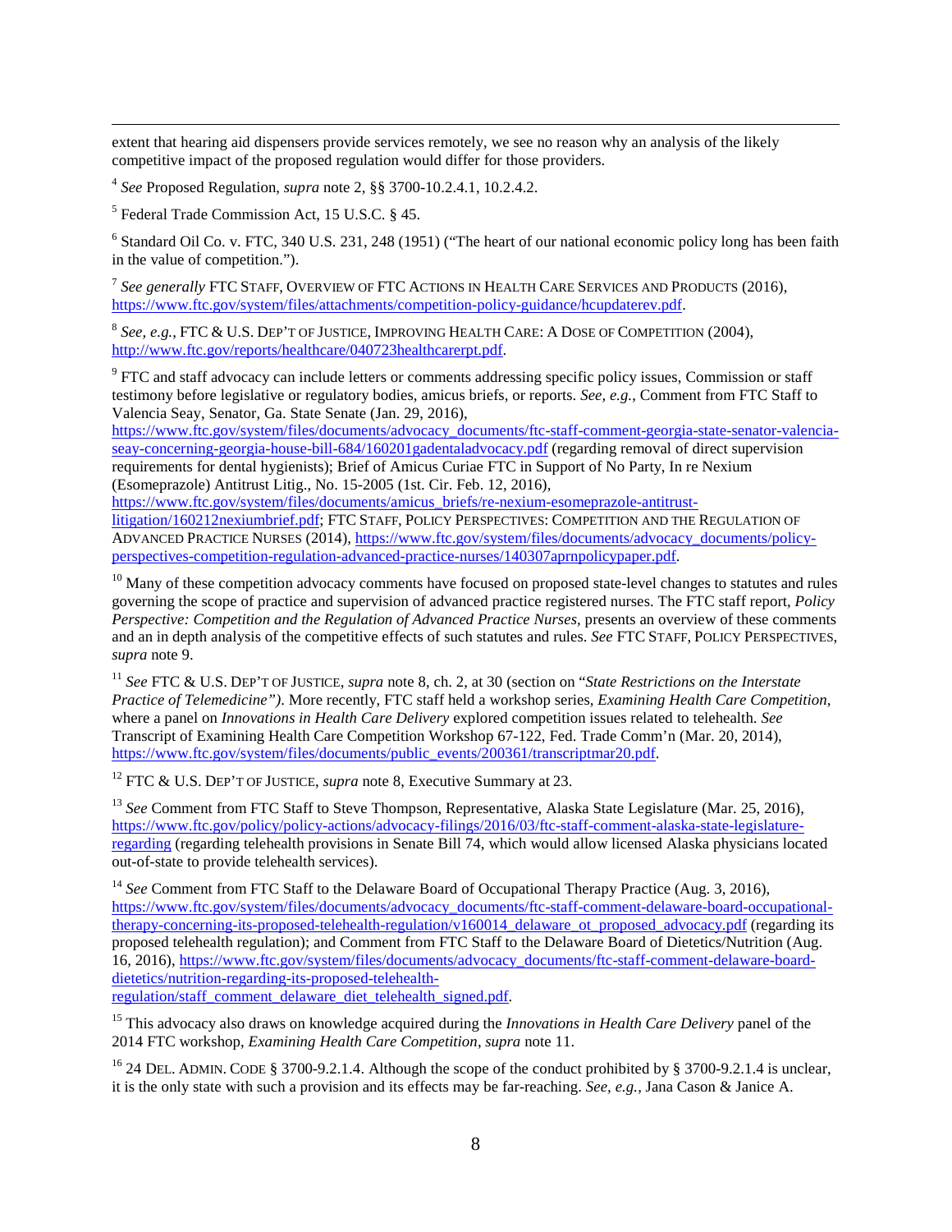extent that hearing aid dispensers provide services remotely, we see no reason why an analysis of the likely competitive impact of the proposed regulation would differ for those providers.

[4] *See* Proposed Regulation, *supra* note 2, §§ 3700-10.2.4.1, 10.2.4.2.

[5] Federal Trade Commission Act, 15 U.S.C. § 45.

[6] Standard Oil Co. v. FTC, 340 U.S. 231, 248 (1951) ("The heart of our national economic policy long has been faith in the value of competition.").

[7] *See generally* FTC STAFF, OVERVIEW OF FTC ACTIONS IN HEALTH CARE SERVICES AND PRODUCTS (2016), https://www.ftc.gov/system/files/attachments/competition-policy-guidance/hcupdaterev.pdf.

[8] *See, e.g.*, FTC & U.S. DEP'T OF JUSTICE, IMPROVING HEALTH CARE: A DOSE OF COMPETITION (2004), http://www.ftc.gov/reports/healthcare/040723healthcarerpt.pdf.

[9] FTC and staff advocacy can include letters or comments addressing specific policy issues, Commission or staff testimony before legislative or regulatory bodies, amicus briefs, or reports. *See, e.g.*, Comment from FTC Staff to Valencia Seay, Senator, Ga. State Senate (Jan. 29, 2016), https://www.ftc.gov/system/files/documents/advocacy_documents/ftc-staff-comment-georgia-state-senator-valencia-seay-concerning-georgia-house-bill-684/160201gadentaladvocacy.pdf (regarding removal of direct supervision requirements for dental hygienists); Brief of Amicus Curiae FTC in Support of No Party, In re Nexium (Esomeprazole) Antitrust Litig., No. 15-2005 (1st. Cir. Feb. 12, 2016), https://www.ftc.gov/system/files/documents/amicus_briefs/re-nexium-esomeprazole-antitrust-litigation/160212nexiumbrief.pdf; FTC STAFF, POLICY PERSPECTIVES: COMPETITION AND THE REGULATION OF ADVANCED PRACTICE NURSES (2014), https://www.ftc.gov/system/files/documents/advocacy_documents/policy-perspectives-competition-regulation-advanced-practice-nurses/140307aprnpolicypaper.pdf.

[10] Many of these competition advocacy comments have focused on proposed state-level changes to statutes and rules governing the scope of practice and supervision of advanced practice registered nurses. The FTC staff report, *Policy Perspective: Competition and the Regulation of Advanced Practice Nurses*, presents an overview of these comments and an in depth analysis of the competitive effects of such statutes and rules. *See* FTC STAFF, POLICY PERSPECTIVES, *supra* note 9.

[11] *See* FTC & U.S. DEP'T OF JUSTICE, *supra* note 8, ch. 2, at 30 (section on "*State Restrictions on the Interstate Practice of Telemedicine")*. More recently, FTC staff held a workshop series, *Examining Health Care Competition*, where a panel on *Innovations in Health Care Delivery* explored competition issues related to telehealth. *See* Transcript of Examining Health Care Competition Workshop 67-122, Fed. Trade Comm'n (Mar. 20, 2014), https://www.ftc.gov/system/files/documents/public_events/200361/transcriptmar20.pdf.

[12] FTC & U.S. DEP'T OF JUSTICE, *supra* note 8, Executive Summary at 23.

[13] *See* Comment from FTC Staff to Steve Thompson, Representative, Alaska State Legislature (Mar. 25, 2016), https://www.ftc.gov/policy/policy-actions/advocacy-filings/2016/03/ftc-staff-comment-alaska-state-legislature-regarding (regarding telehealth provisions in Senate Bill 74, which would allow licensed Alaska physicians located out-of-state to provide telehealth services).

[14] *See* Comment from FTC Staff to the Delaware Board of Occupational Therapy Practice (Aug. 3, 2016), https://www.ftc.gov/system/files/documents/advocacy_documents/ftc-staff-comment-delaware-board-occupational-therapy-concerning-its-proposed-telehealth-regulation/v160014_delaware_ot_proposed_advocacy.pdf (regarding its proposed telehealth regulation); and Comment from FTC Staff to the Delaware Board of Dietetics/Nutrition (Aug. 16, 2016), https://www.ftc.gov/system/files/documents/advocacy_documents/ftc-staff-comment-delaware-board-dietetics/nutrition-regarding-its-proposed-telehealth-regulation/staff_comment_delaware_diet_telehealth_signed.pdf.

[15] This advocacy also draws on knowledge acquired during the *Innovations in Health Care Delivery* panel of the 2014 FTC workshop, *Examining Health Care Competition*, *supra* note 11.

[16] 24 DEL. ADMIN. CODE § 3700-9.2.1.4. Although the scope of the conduct prohibited by § 3700-9.2.1.4 is unclear, it is the only state with such a provision and its effects may be far-reaching. *See, e.g.*, Jana Cason & Janice A.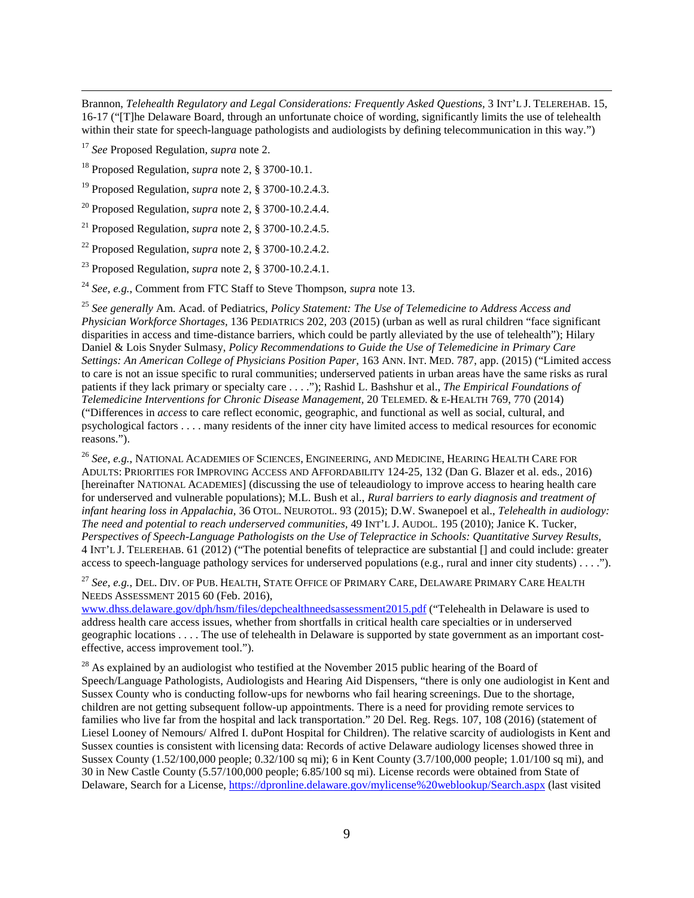Brannon, *Telehealth Regulatory and Legal Considerations: Frequently Asked Questions,* 3 INT'L J. TELEREHAB. 15, 16-17 ("[T]he Delaware Board, through an unfortunate choice of wording, significantly limits the use of telehealth within their state for speech-language pathologists and audiologists by defining telecommunication in this way.")

[17] *See* Proposed Regulation, *supra* note 2.

[18] Proposed Regulation, *supra* note 2, § 3700-10.1.

[19] Proposed Regulation, *supra* note 2, § 3700-10.2.4.3.

[20] Proposed Regulation, *supra* note 2, § 3700-10.2.4.4.

[21] Proposed Regulation, *supra* note 2, § 3700-10.2.4.5.

[22] Proposed Regulation, *supra* note 2, § 3700-10.2.4.2.

[23] Proposed Regulation, *supra* note 2, § 3700-10.2.4.1.

[24] *See, e.g.,* Comment from FTC Staff to Steve Thompson, *supra* note 13.

[25] *See generally* Am. Acad. of Pediatrics, *Policy Statement: The Use of Telemedicine to Address Access and Physician Workforce Shortages,* 136 PEDIATRICS 202, 203 (2015) (urban as well as rural children "face significant disparities in access and time-distance barriers, which could be partly alleviated by the use of telehealth"); Hilary Daniel & Lois Snyder Sulmasy, *Policy Recommendations to Guide the Use of Telemedicine in Primary Care Settings: An American College of Physicians Position Paper,* 163 ANN. INT. MED. 787, app. (2015) ("Limited access to care is not an issue specific to rural communities; underserved patients in urban areas have the same risks as rural patients if they lack primary or specialty care . . . ."); Rashid L. Bashshur et al., *The Empirical Foundations of Telemedicine Interventions for Chronic Disease Management,* 20 TELEMED. & E-HEALTH 769, 770 (2014) ("Differences in *access* to care reflect economic, geographic, and functional as well as social, cultural, and psychological factors . . . . many residents of the inner city have limited access to medical resources for economic reasons.").

[26] *See, e.g.,* NATIONAL ACADEMIES OF SCIENCES, ENGINEERING, AND MEDICINE, HEARING HEALTH CARE FOR ADULTS: PRIORITIES FOR IMPROVING ACCESS AND AFFORDABILITY 124-25, 132 (Dan G. Blazer et al. eds., 2016) [hereinafter NATIONAL ACADEMIES] (discussing the use of teleaudiology to improve access to hearing health care for underserved and vulnerable populations); M.L. Bush et al., *Rural barriers to early diagnosis and treatment of infant hearing loss in Appalachia,* 36 OTOL. NEUROTOL. 93 (2015); D.W. Swanepoel et al., *Telehealth in audiology: The need and potential to reach underserved communities,* 49 INT'L J. AUDOL. 195 (2010); Janice K. Tucker, *Perspectives of Speech-Language Pathologists on the Use of Telepractice in Schools: Quantitative Survey Results,* 4 INT'L J. TELEREHAB. 61 (2012) ("The potential benefits of telepractice are substantial [] and could include: greater access to speech-language pathology services for underserved populations (e.g., rural and inner city students) . . . .").

[27] *See, e.g.,* DEL. DIV. OF PUB. HEALTH, STATE OFFICE OF PRIMARY CARE, DELAWARE PRIMARY CARE HEALTH NEEDS ASSESSMENT 2015 60 (Feb. 2016), www.dhss.delaware.gov/dph/hsm/files/depchealthneedsassessment2015.pdf ("Telehealth in Delaware is used to address health care access issues, whether from shortfalls in critical health care specialties or in underserved geographic locations . . . . The use of telehealth in Delaware is supported by state government as an important cost-effective, access improvement tool.").

[28] As explained by an audiologist who testified at the November 2015 public hearing of the Board of Speech/Language Pathologists, Audiologists and Hearing Aid Dispensers, "there is only one audiologist in Kent and Sussex County who is conducting follow-ups for newborns who fail hearing screenings. Due to the shortage, children are not getting subsequent follow-up appointments. There is a need for providing remote services to families who live far from the hospital and lack transportation." 20 Del. Reg. Regs. 107, 108 (2016) (statement of Liesel Looney of Nemours/ Alfred I. duPont Hospital for Children). The relative scarcity of audiologists in Kent and Sussex counties is consistent with licensing data: Records of active Delaware audiology licenses showed three in Sussex County (1.52/100,000 people; 0.32/100 sq mi); 6 in Kent County (3.7/100,000 people; 1.01/100 sq mi), and 30 in New Castle County (5.57/100,000 people; 6.85/100 sq mi). License records were obtained from State of Delaware, Search for a License, https://dpronline.delaware.gov/mylicense%20weblookup/Search.aspx (last visited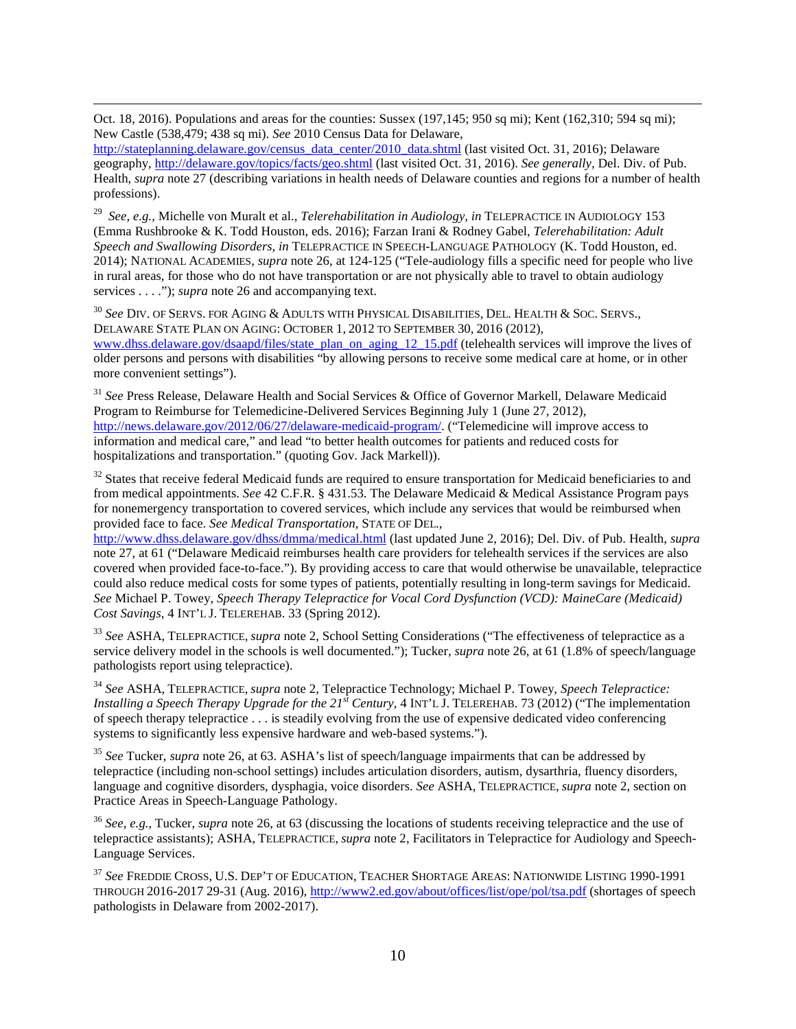Oct. 18, 2016). Populations and areas for the counties: Sussex (197,145; 950 sq mi); Kent (162,310; 594 sq mi); New Castle (538,479; 438 sq mi). *See* 2010 Census Data for Delaware, http://stateplanning.delaware.gov/census_data_center/2010_data.shtml (last visited Oct. 31, 2016); Delaware geography, http://delaware.gov/topics/facts/geo.shtml (last visited Oct. 31, 2016). *See generally*, Del. Div. of Pub. Health, *supra* note 27 (describing variations in health needs of Delaware counties and regions for a number of health professions).

[29] *See, e.g.*, Michelle von Muralt et al., *Telerehabilitation in Audiology*, *in* TELEPRACTICE IN AUDIOLOGY 153 (Emma Rushbrooke & K. Todd Houston, eds. 2016); Farzan Irani & Rodney Gabel, *Telerehabilitation: Adult Speech and Swallowing Disorders, in* TELEPRACTICE IN SPEECH-LANGUAGE PATHOLOGY (K. Todd Houston, ed. 2014); NATIONAL ACADEMIES, *supra* note 26, at 124-125 ("Tele-audiology fills a specific need for people who live in rural areas, for those who do not have transportation or are not physically able to travel to obtain audiology services . . . ."); *supra* note 26 and accompanying text.

[30] *See* DIV. OF SERVS. FOR AGING & ADULTS WITH PHYSICAL DISABILITIES, DEL. HEALTH & SOC. SERVS., DELAWARE STATE PLAN ON AGING: OCTOBER 1, 2012 TO SEPTEMBER 30, 2016 (2012), www.dhss.delaware.gov/dsaapd/files/state_plan_on_aging_12_15.pdf (telehealth services will improve the lives of older persons and persons with disabilities "by allowing persons to receive some medical care at home, or in other more convenient settings").

[31] *See* Press Release, Delaware Health and Social Services & Office of Governor Markell, Delaware Medicaid Program to Reimburse for Telemedicine-Delivered Services Beginning July 1 (June 27, 2012), http://news.delaware.gov/2012/06/27/delaware-medicaid-program/. ("Telemedicine will improve access to information and medical care," and lead "to better health outcomes for patients and reduced costs for hospitalizations and transportation." (quoting Gov. Jack Markell)).

[32] States that receive federal Medicaid funds are required to ensure transportation for Medicaid beneficiaries to and from medical appointments. *See* 42 C.F.R. § 431.53. The Delaware Medicaid & Medical Assistance Program pays for nonemergency transportation to covered services, which include any services that would be reimbursed when provided face to face. *See Medical Transportation*, STATE OF DEL., http://www.dhss.delaware.gov/dhss/dmma/medical.html (last updated June 2, 2016); Del. Div. of Pub. Health, *supra* note 27, at 61 ("Delaware Medicaid reimburses health care providers for telehealth services if the services are also covered when provided face-to-face."). By providing access to care that would otherwise be unavailable, telepractice could also reduce medical costs for some types of patients, potentially resulting in long-term savings for Medicaid. *See* Michael P. Towey, *Speech Therapy Telepractice for Vocal Cord Dysfunction (VCD): MaineCare (Medicaid) Cost Savings*, 4 INT'L J. TELEREHAB. 33 (Spring 2012).

[33] *See* ASHA, TELEPRACTICE, *supra* note 2, School Setting Considerations ("The effectiveness of telepractice as a service delivery model in the schools is well documented."); Tucker, *supra* note 26, at 61 (1.8% of speech/language pathologists report using telepractice).

[34] *See* ASHA, TELEPRACTICE, *supra* note 2, Telepractice Technology; Michael P. Towey, *Speech Telepractice: Installing a Speech Therapy Upgrade for the 21st Century*, 4 INT'L J. TELEREHAB. 73 (2012) ("The implementation of speech therapy telepractice . . . is steadily evolving from the use of expensive dedicated video conferencing systems to significantly less expensive hardware and web-based systems.").

[35] *See* Tucker, *supra* note 26, at 63. ASHA's list of speech/language impairments that can be addressed by telepractice (including non-school settings) includes articulation disorders, autism, dysarthria, fluency disorders, language and cognitive disorders, dysphagia, voice disorders. *See* ASHA, TELEPRACTICE, *supra* note 2, section on Practice Areas in Speech-Language Pathology.

[36] *See, e.g.*, Tucker, *supra* note 26, at 63 (discussing the locations of students receiving telepractice and the use of telepractice assistants); ASHA, TELEPRACTICE, *supra* note 2, Facilitators in Telepractice for Audiology and Speech-Language Services.

[37] *See* FREDDIE CROSS, U.S. DEP'T OF EDUCATION, TEACHER SHORTAGE AREAS: NATIONWIDE LISTING 1990-1991 THROUGH 2016-2017 29-31 (Aug. 2016), http://www2.ed.gov/about/offices/list/ope/pol/tsa.pdf (shortages of speech pathologists in Delaware from 2002-2017).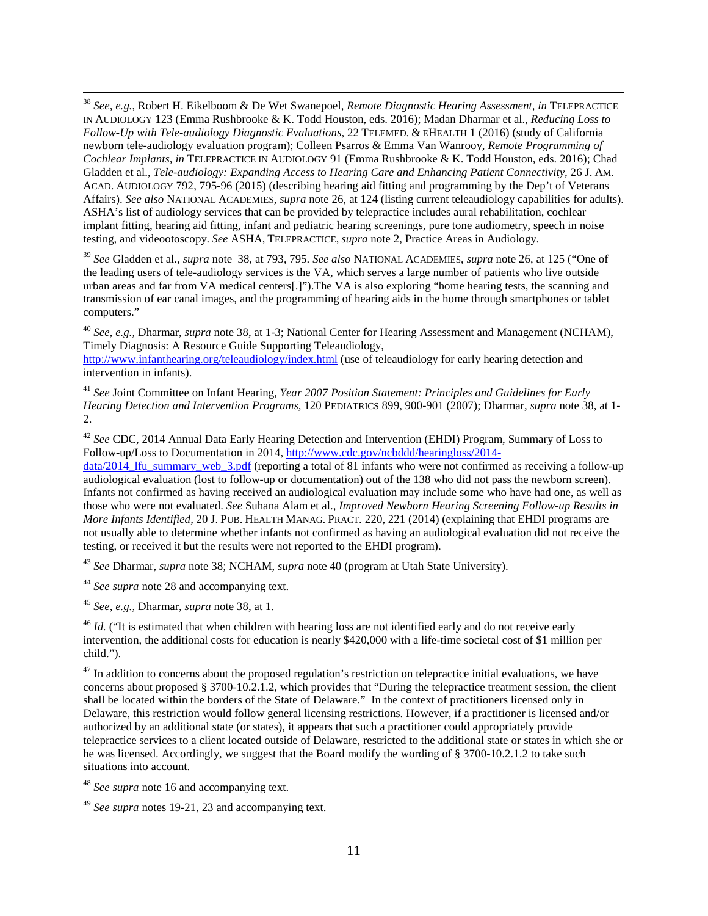[38] *See, e.g.*, Robert H. Eikelboom & De Wet Swanepoel, *Remote Diagnostic Hearing Assessment*, *in* TELEPRACTICE IN AUDIOLOGY 123 (Emma Rushbrooke & K. Todd Houston, eds. 2016); Madan Dharmar et al., *Reducing Loss to Follow-Up with Tele-audiology Diagnostic Evaluations*, 22 TELEMED. & EHEALTH 1 (2016) (study of California newborn tele-audiology evaluation program); Colleen Psarros & Emma Van Wanrooy, *Remote Programming of Cochlear Implants*, *in* TELEPRACTICE IN AUDIOLOGY 91 (Emma Rushbrooke & K. Todd Houston, eds. 2016); Chad Gladden et al., *Tele-audiology: Expanding Access to Hearing Care and Enhancing Patient Connectivity*, 26 J. AM. ACAD. AUDIOLOGY 792, 795-96 (2015) (describing hearing aid fitting and programming by the Dep't of Veterans Affairs). *See also* NATIONAL ACADEMIES, *supra* note 26, at 124 (listing current teleaudiology capabilities for adults). ASHA's list of audiology services that can be provided by telepractice includes aural rehabilitation, cochlear implant fitting, hearing aid fitting, infant and pediatric hearing screenings, pure tone audiometry, speech in noise testing, and videootoscopy. *See* ASHA, TELEPRACTICE, *supra* note 2, Practice Areas in Audiology.

[39] *See* Gladden et al., *supra* note 38, at 793, 795. *See also* NATIONAL ACADEMIES, *supra* note 26, at 125 ("One of the leading users of tele-audiology services is the VA, which serves a large number of patients who live outside urban areas and far from VA medical centers[.]").The VA is also exploring "home hearing tests, the scanning and transmission of ear canal images, and the programming of hearing aids in the home through smartphones or tablet computers."

[40] *See, e.g.,* Dharmar, *supra* note 38, at 1-3; National Center for Hearing Assessment and Management (NCHAM), Timely Diagnosis: A Resource Guide Supporting Teleaudiology, http://www.infanthearing.org/teleaudiology/index.html (use of teleaudiology for early hearing detection and intervention in infants).

[41] *See* Joint Committee on Infant Hearing, *Year 2007 Position Statement: Principles and Guidelines for Early Hearing Detection and Intervention Programs*, 120 PEDIATRICS 899, 900-901 (2007); Dharmar, *supra* note 38, at 1-2.

[42] *See* CDC, 2014 Annual Data Early Hearing Detection and Intervention (EHDI) Program, Summary of Loss to Follow-up/Loss to Documentation in 2014, http://www.cdc.gov/ncbddd/hearingloss/2014-data/2014_lfu_summary_web_3.pdf (reporting a total of 81 infants who were not confirmed as receiving a follow-up audiological evaluation (lost to follow-up or documentation) out of the 138 who did not pass the newborn screen). Infants not confirmed as having received an audiological evaluation may include some who have had one, as well as those who were not evaluated. *See* Suhana Alam et al., *Improved Newborn Hearing Screening Follow-up Results in More Infants Identified*, 20 J. PUB. HEALTH MANAG. PRACT. 220, 221 (2014) (explaining that EHDI programs are not usually able to determine whether infants not confirmed as having an audiological evaluation did not receive the testing, or received it but the results were not reported to the EHDI program).

[43] *See* Dharmar, *supra* note 38; NCHAM, *supra* note 40 (program at Utah State University).

[44] *See supra* note 28 and accompanying text.

[45] *See, e.g.,* Dharmar, *supra* note 38, at 1.

[46] *Id.* ("It is estimated that when children with hearing loss are not identified early and do not receive early intervention, the additional costs for education is nearly $420,000 with a life-time societal cost of $1 million per child.").

[47] In addition to concerns about the proposed regulation's restriction on telepractice initial evaluations, we have concerns about proposed § 3700-10.2.1.2, which provides that "During the telepractice treatment session, the client shall be located within the borders of the State of Delaware." In the context of practitioners licensed only in Delaware, this restriction would follow general licensing restrictions. However, if a practitioner is licensed and/or authorized by an additional state (or states), it appears that such a practitioner could appropriately provide telepractice services to a client located outside of Delaware, restricted to the additional state or states in which she or he was licensed. Accordingly, we suggest that the Board modify the wording of § 3700-10.2.1.2 to take such situations into account.

[48] *See supra* note 16 and accompanying text.

[49] *See supra* notes 19-21, 23 and accompanying text.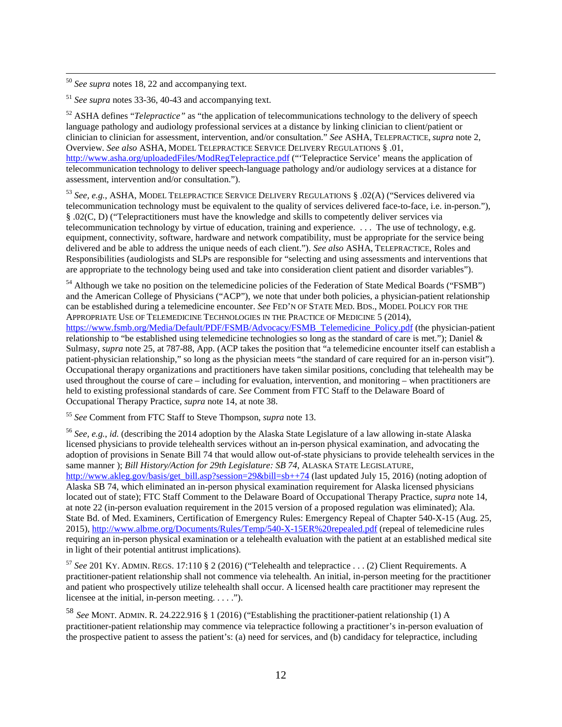[50] *See supra* notes 18, 22 and accompanying text.

[51] *See supra* notes 33-36, 40-43 and accompanying text.

[52] ASHA defines "*Telepractice"* as "the application of telecommunications technology to the delivery of speech language pathology and audiology professional services at a distance by linking clinician to client/patient or clinician to clinician for assessment, intervention, and/or consultation." *See* ASHA, TELEPRACTICE, *supra* note 2, Overview. *See also* ASHA, MODEL TELEPRACTICE SERVICE DELIVERY REGULATIONS § .01, http://www.asha.org/uploadedFiles/ModRegTelepractice.pdf ("'Telepractice Service' means the application of telecommunication technology to deliver speech-language pathology and/or audiology services at a distance for assessment, intervention and/or consultation.").

[53] *See, e.g.*, ASHA, MODEL TELEPRACTICE SERVICE DELIVERY REGULATIONS § .02(A) ("Services delivered via telecommunication technology must be equivalent to the quality of services delivered face-to-face, i.e. in-person."), § .02(C, D) ("Telepractitioners must have the knowledge and skills to competently deliver services via telecommunication technology by virtue of education, training and experience. . . . The use of technology, e.g. equipment, connectivity, software, hardware and network compatibility, must be appropriate for the service being delivered and be able to address the unique needs of each client."). *See also* ASHA, TELEPRACTICE, Roles and Responsibilities (audiologists and SLPs are responsible for "selecting and using assessments and interventions that are appropriate to the technology being used and take into consideration client patient and disorder variables").

[54] Although we take no position on the telemedicine policies of the Federation of State Medical Boards ("FSMB") and the American College of Physicians ("ACP"), we note that under both policies, a physician-patient relationship can be established during a telemedicine encounter. *See* FED'N OF STATE MED. BDS., MODEL POLICY FOR THE APPROPRIATE USE OF TELEMEDICINE TECHNOLOGIES IN THE PRACTICE OF MEDICINE 5 (2014), https://www.fsmb.org/Media/Default/PDF/FSMB/Advocacy/FSMB_Telemedicine_Policy.pdf (the physician-patient relationship to "be established using telemedicine technologies so long as the standard of care is met."); Daniel & Sulmasy, *supra* note 25, at 787-88, App. (ACP takes the position that "a telemedicine encounter itself can establish a patient-physician relationship," so long as the physician meets "the standard of care required for an in-person visit"). Occupational therapy organizations and practitioners have taken similar positions, concluding that telehealth may be used throughout the course of care – including for evaluation, intervention, and monitoring – when practitioners are held to existing professional standards of care. *See* Comment from FTC Staff to the Delaware Board of Occupational Therapy Practice, *supra* note 14, at note 38.

[55] *See* Comment from FTC Staff to Steve Thompson, *supra* note 13.

[56] *See, e.g.*, *id.* (describing the 2014 adoption by the Alaska State Legislature of a law allowing in-state Alaska licensed physicians to provide telehealth services without an in-person physical examination, and advocating the adoption of provisions in Senate Bill 74 that would allow out-of-state physicians to provide telehealth services in the same manner ); *Bill History/Action for 29th Legislature: SB 74*, ALASKA STATE LEGISLATURE, http://www.akleg.gov/basis/get_bill.asp?session=29&bill=sb++74 (last updated July 15, 2016) (noting adoption of Alaska SB 74, which eliminated an in-person physical examination requirement for Alaska licensed physicians located out of state); FTC Staff Comment to the Delaware Board of Occupational Therapy Practice, *supra* note 14, at note 22 (in-person evaluation requirement in the 2015 version of a proposed regulation was eliminated); Ala. State Bd. of Med. Examiners, Certification of Emergency Rules: Emergency Repeal of Chapter 540-X-15 (Aug. 25, 2015), http://www.albme.org/Documents/Rules/Temp/540-X-15ER%20repealed.pdf (repeal of telemedicine rules requiring an in-person physical examination or a telehealth evaluation with the patient at an established medical site in light of their potential antitrust implications).

[57] *See* 201 KY. ADMIN. REGS. 17:110 § 2 (2016) ("Telehealth and telepractice . . . (2) Client Requirements. A practitioner-patient relationship shall not commence via telehealth. An initial, in-person meeting for the practitioner and patient who prospectively utilize telehealth shall occur. A licensed health care practitioner may represent the licensee at the initial, in-person meeting. . . . .").

[58] *See* MONT. ADMIN. R. 24.222.916 § 1 (2016) ("Establishing the practitioner-patient relationship (1) A practitioner-patient relationship may commence via telepractice following a practitioner's in-person evaluation of the prospective patient to assess the patient's: (a) need for services, and (b) candidacy for telepractice, including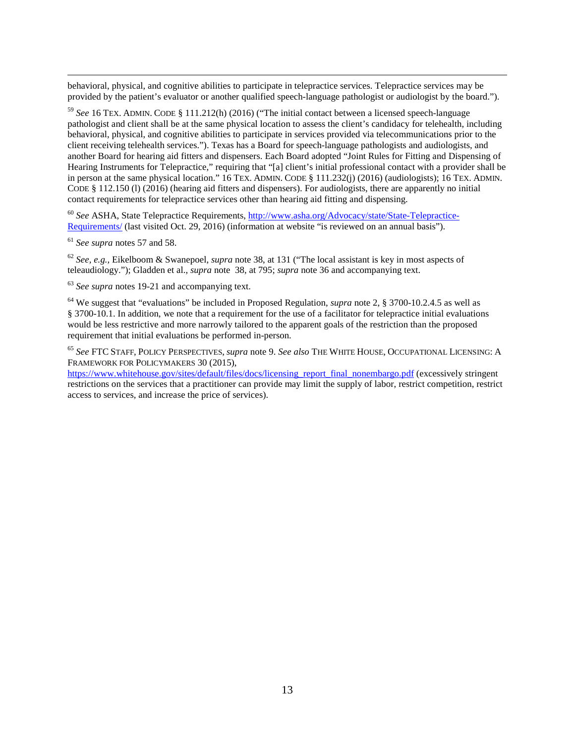behavioral, physical, and cognitive abilities to participate in telepractice services. Telepractice services may be provided by the patient's evaluator or another qualified speech-language pathologist or audiologist by the board.").

[59] *See* 16 TEX. ADMIN. CODE § 111.212(h) (2016) ("The initial contact between a licensed speech-language pathologist and client shall be at the same physical location to assess the client's candidacy for telehealth, including behavioral, physical, and cognitive abilities to participate in services provided via telecommunications prior to the client receiving telehealth services."). Texas has a Board for speech-language pathologists and audiologists, and another Board for hearing aid fitters and dispensers. Each Board adopted "Joint Rules for Fitting and Dispensing of Hearing Instruments for Telepractice," requiring that "[a] client's initial professional contact with a provider shall be in person at the same physical location." 16 TEX. ADMIN. CODE § 111.232(j) (2016) (audiologists); 16 TEX. ADMIN. CODE § 112.150 (l) (2016) (hearing aid fitters and dispensers). For audiologists, there are apparently no initial contact requirements for telepractice services other than hearing aid fitting and dispensing.

[60] *See* ASHA, State Telepractice Requirements, [http://www.asha.org/Advocacy/state/State-Telepractice-Requirements/](http://www.asha.org/Advocacy/state/State-Telepractice-Requirements/) (last visited Oct. 29, 2016) (information at website "is reviewed on an annual basis").

[61] *See supra* notes 57 and 58.

[62] *See, e.g.*, Eikelboom & Swanepoel, *supra* note 38, at 131 ("The local assistant is key in most aspects of teleaudiology."); Gladden et al., *supra* note 38, at 795; *supra* note 36 and accompanying text.

[63] *See supra* notes 19-21 and accompanying text.

[64] We suggest that "evaluations" be included in Proposed Regulation, *supra* note 2, § 3700-10.2.4.5 as well as § 3700-10.1. In addition, we note that a requirement for the use of a facilitator for telepractice initial evaluations would be less restrictive and more narrowly tailored to the apparent goals of the restriction than the proposed requirement that initial evaluations be performed in-person.

[65] *See* FTC STAFF, POLICY PERSPECTIVES, *supra* note 9. *See also* THE WHITE HOUSE, OCCUPATIONAL LICENSING: A FRAMEWORK FOR POLICYMAKERS 30 (2015), [https://www.whitehouse.gov/sites/default/files/docs/licensing_report_final_nonembargo.pdf](https://www.whitehouse.gov/sites/default/files/docs/licensing_report_final_nonembargo.pdf) (excessively stringent restrictions on the services that a practitioner can provide may limit the supply of labor, restrict competition, restrict access to services, and increase the price of services).